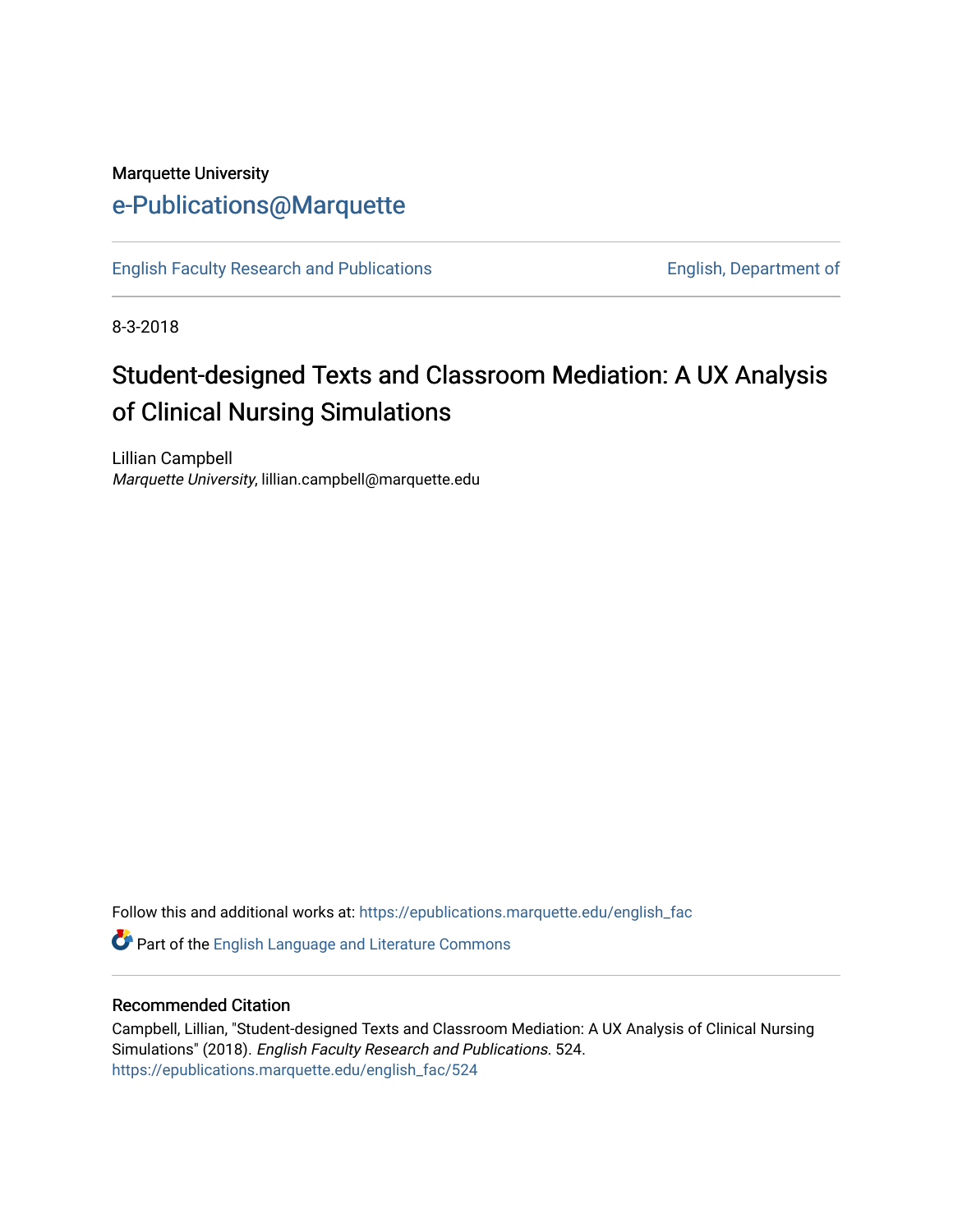Marquette University

# e-Publications@Marquette

English Faculty Research and Publications | English, Department of

8-3-2018

# Student-designed Texts and Classroom Mediation: A UX Analysis of Clinical Nursing Simulations

Lillian Campbell
*Marquette University*, lillian.campbell@marquette.edu

Follow this and additional works at: https://epublications.marquette.edu/english_fac

Part of the English Language and Literature Commons

## Recommended Citation

Campbell, Lillian, "Student-designed Texts and Classroom Mediation: A UX Analysis of Clinical Nursing Simulations" (2018). *English Faculty Research and Publications*. 524.
https://epublications.marquette.edu/english_fac/524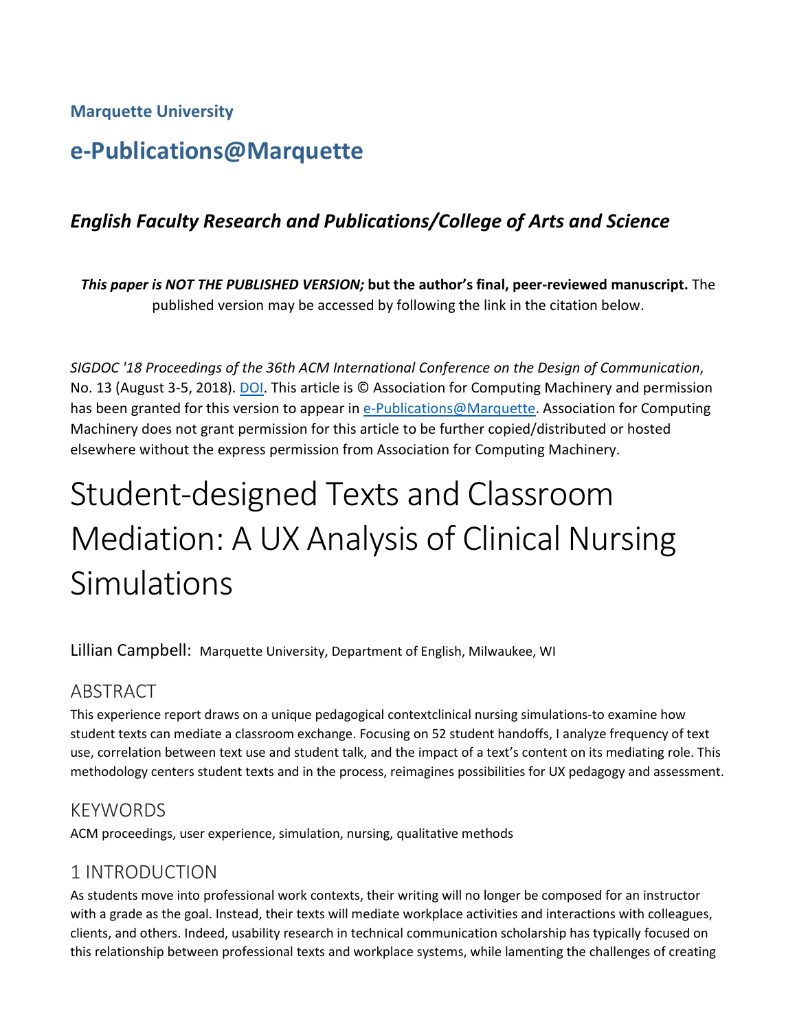**Marquette University**

# e-Publications@Marquette

### *English Faculty Research and Publications/College of Arts and Science*

***This paper is NOT THE PUBLISHED VERSION;* but the author's final, peer-reviewed manuscript.** The published version may be accessed by following the link in the citation below.

*SIGDOC '18 Proceedings of the 36th ACM International Conference on the Design of Communication*, No. 13 (August 3-5, 2018). DOI. This article is © Association for Computing Machinery and permission has been granted for this version to appear in e-Publications@Marquette. Association for Computing Machinery does not grant permission for this article to be further copied/distributed or hosted elsewhere without the express permission from Association for Computing Machinery.

# Student-designed Texts and Classroom Mediation: A UX Analysis of Clinical Nursing Simulations

Lillian Campbell: Marquette University, Department of English, Milwaukee, WI

## ABSTRACT

This experience report draws on a unique pedagogical contextclinical nursing simulations-to examine how student texts can mediate a classroom exchange. Focusing on 52 student handoffs, I analyze frequency of text use, correlation between text use and student talk, and the impact of a text's content on its mediating role. This methodology centers student texts and in the process, reimagines possibilities for UX pedagogy and assessment.

## KEYWORDS

ACM proceedings, user experience, simulation, nursing, qualitative methods

## 1 INTRODUCTION

As students move into professional work contexts, their writing will no longer be composed for an instructor with a grade as the goal. Instead, their texts will mediate workplace activities and interactions with colleagues, clients, and others. Indeed, usability research in technical communication scholarship has typically focused on this relationship between professional texts and workplace systems, while lamenting the challenges of creating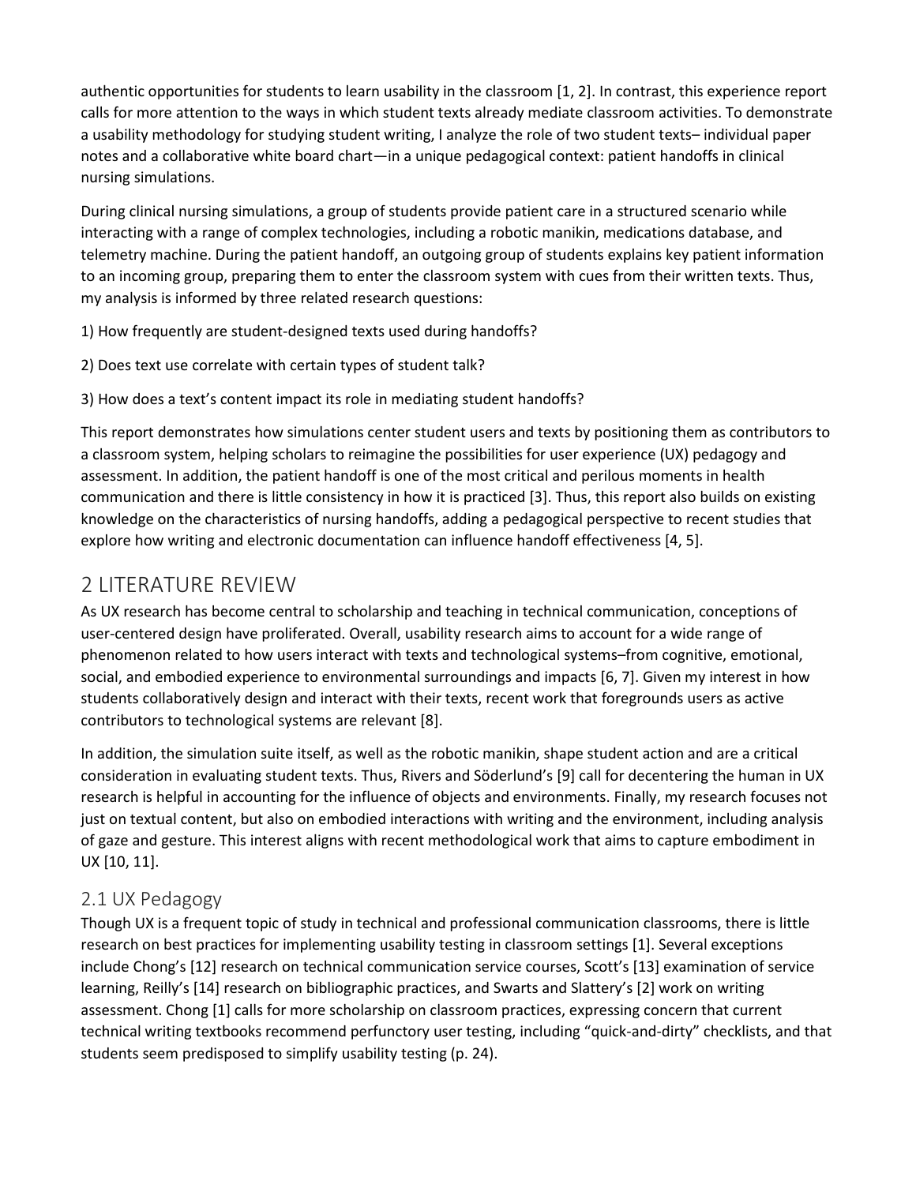authentic opportunities for students to learn usability in the classroom [1, 2]. In contrast, this experience report calls for more attention to the ways in which student texts already mediate classroom activities. To demonstrate a usability methodology for studying student writing, I analyze the role of two student texts– individual paper notes and a collaborative white board chart—in a unique pedagogical context: patient handoffs in clinical nursing simulations.

During clinical nursing simulations, a group of students provide patient care in a structured scenario while interacting with a range of complex technologies, including a robotic manikin, medications database, and telemetry machine. During the patient handoff, an outgoing group of students explains key patient information to an incoming group, preparing them to enter the classroom system with cues from their written texts. Thus, my analysis is informed by three related research questions:

1) How frequently are student-designed texts used during handoffs?

2) Does text use correlate with certain types of student talk?

3) How does a text's content impact its role in mediating student handoffs?

This report demonstrates how simulations center student users and texts by positioning them as contributors to a classroom system, helping scholars to reimagine the possibilities for user experience (UX) pedagogy and assessment. In addition, the patient handoff is one of the most critical and perilous moments in health communication and there is little consistency in how it is practiced [3]. Thus, this report also builds on existing knowledge on the characteristics of nursing handoffs, adding a pedagogical perspective to recent studies that explore how writing and electronic documentation can influence handoff effectiveness [4, 5].

# 2 LITERATURE REVIEW

As UX research has become central to scholarship and teaching in technical communication, conceptions of user-centered design have proliferated. Overall, usability research aims to account for a wide range of phenomenon related to how users interact with texts and technological systems–from cognitive, emotional, social, and embodied experience to environmental surroundings and impacts [6, 7]. Given my interest in how students collaboratively design and interact with their texts, recent work that foregrounds users as active contributors to technological systems are relevant [8].

In addition, the simulation suite itself, as well as the robotic manikin, shape student action and are a critical consideration in evaluating student texts. Thus, Rivers and Söderlund's [9] call for decentering the human in UX research is helpful in accounting for the influence of objects and environments. Finally, my research focuses not just on textual content, but also on embodied interactions with writing and the environment, including analysis of gaze and gesture. This interest aligns with recent methodological work that aims to capture embodiment in UX [10, 11].

## 2.1 UX Pedagogy

Though UX is a frequent topic of study in technical and professional communication classrooms, there is little research on best practices for implementing usability testing in classroom settings [1]. Several exceptions include Chong's [12] research on technical communication service courses, Scott's [13] examination of service learning, Reilly's [14] research on bibliographic practices, and Swarts and Slattery's [2] work on writing assessment. Chong [1] calls for more scholarship on classroom practices, expressing concern that current technical writing textbooks recommend perfunctory user testing, including "quick-and-dirty" checklists, and that students seem predisposed to simplify usability testing (p. 24).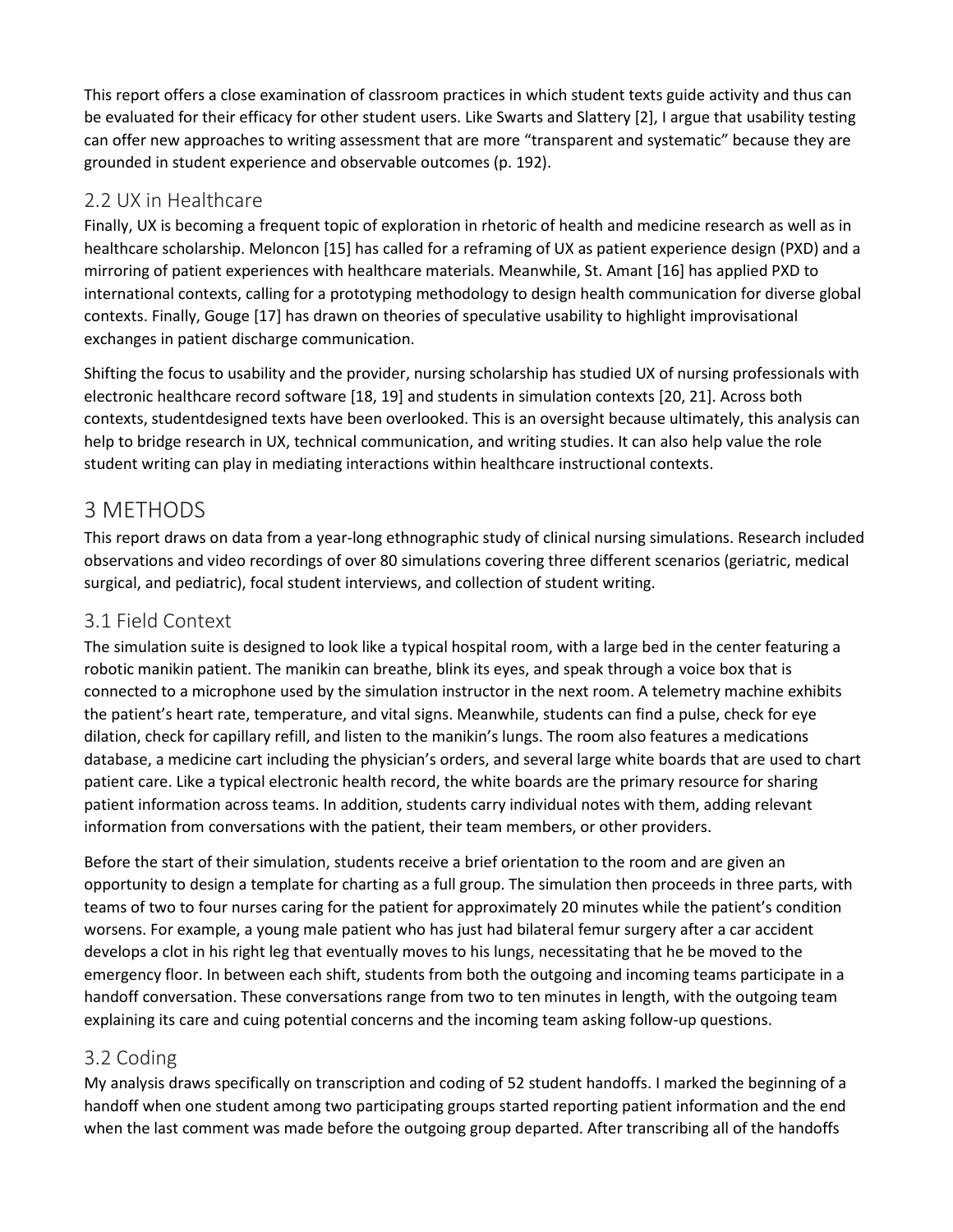This report offers a close examination of classroom practices in which student texts guide activity and thus can be evaluated for their efficacy for other student users. Like Swarts and Slattery [2], I argue that usability testing can offer new approaches to writing assessment that are more "transparent and systematic" because they are grounded in student experience and observable outcomes (p. 192).

## 2.2 UX in Healthcare

Finally, UX is becoming a frequent topic of exploration in rhetoric of health and medicine research as well as in healthcare scholarship. Meloncon [15] has called for a reframing of UX as patient experience design (PXD) and a mirroring of patient experiences with healthcare materials. Meanwhile, St. Amant [16] has applied PXD to international contexts, calling for a prototyping methodology to design health communication for diverse global contexts. Finally, Gouge [17] has drawn on theories of speculative usability to highlight improvisational exchanges in patient discharge communication.

Shifting the focus to usability and the provider, nursing scholarship has studied UX of nursing professionals with electronic healthcare record software [18, 19] and students in simulation contexts [20, 21]. Across both contexts, studentdesigned texts have been overlooked. This is an oversight because ultimately, this analysis can help to bridge research in UX, technical communication, and writing studies. It can also help value the role student writing can play in mediating interactions within healthcare instructional contexts.

# 3 METHODS

This report draws on data from a year-long ethnographic study of clinical nursing simulations. Research included observations and video recordings of over 80 simulations covering three different scenarios (geriatric, medical surgical, and pediatric), focal student interviews, and collection of student writing.

## 3.1 Field Context

The simulation suite is designed to look like a typical hospital room, with a large bed in the center featuring a robotic manikin patient. The manikin can breathe, blink its eyes, and speak through a voice box that is connected to a microphone used by the simulation instructor in the next room. A telemetry machine exhibits the patient's heart rate, temperature, and vital signs. Meanwhile, students can find a pulse, check for eye dilation, check for capillary refill, and listen to the manikin's lungs. The room also features a medications database, a medicine cart including the physician's orders, and several large white boards that are used to chart patient care. Like a typical electronic health record, the white boards are the primary resource for sharing patient information across teams. In addition, students carry individual notes with them, adding relevant information from conversations with the patient, their team members, or other providers.

Before the start of their simulation, students receive a brief orientation to the room and are given an opportunity to design a template for charting as a full group. The simulation then proceeds in three parts, with teams of two to four nurses caring for the patient for approximately 20 minutes while the patient's condition worsens. For example, a young male patient who has just had bilateral femur surgery after a car accident develops a clot in his right leg that eventually moves to his lungs, necessitating that he be moved to the emergency floor. In between each shift, students from both the outgoing and incoming teams participate in a handoff conversation. These conversations range from two to ten minutes in length, with the outgoing team explaining its care and cuing potential concerns and the incoming team asking follow-up questions.

## 3.2 Coding

My analysis draws specifically on transcription and coding of 52 student handoffs. I marked the beginning of a handoff when one student among two participating groups started reporting patient information and the end when the last comment was made before the outgoing group departed. After transcribing all of the handoffs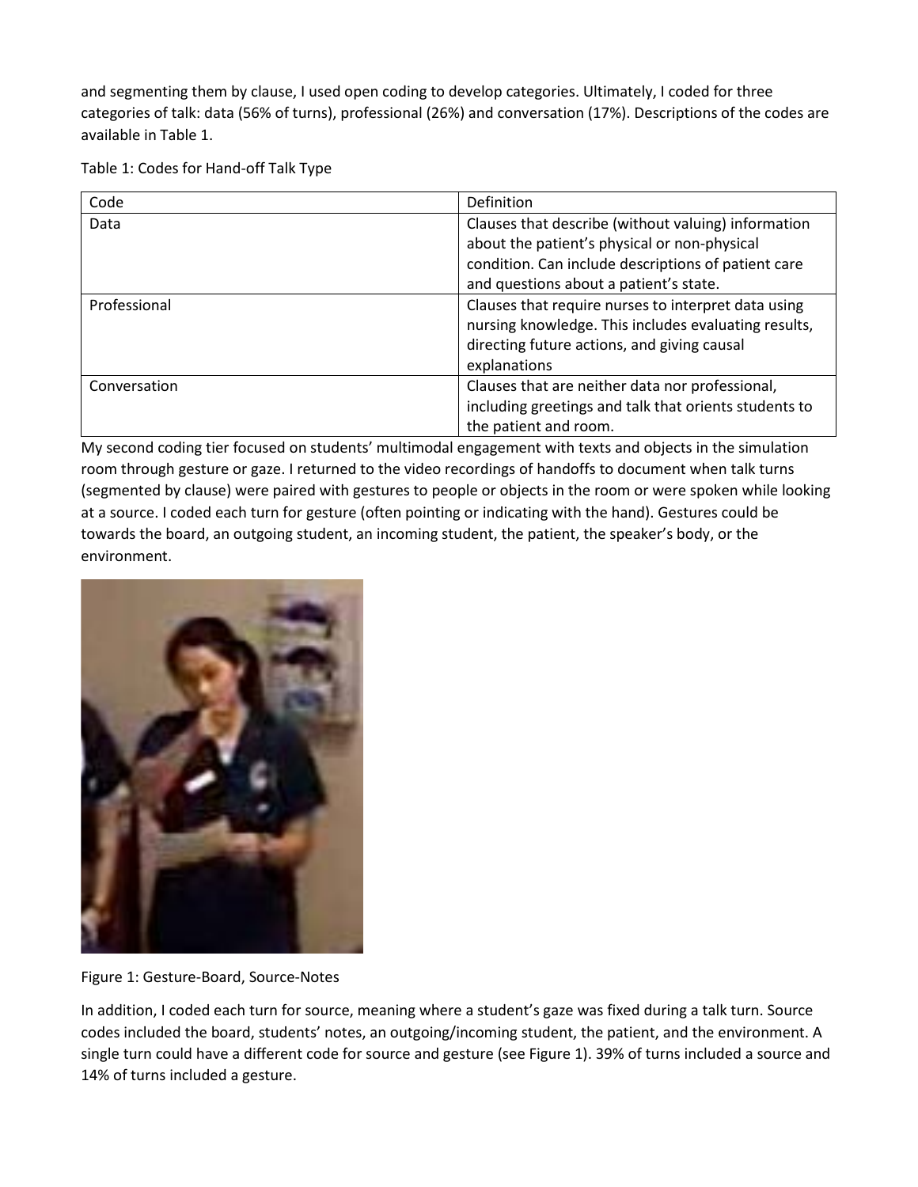and segmenting them by clause, I used open coding to develop categories. Ultimately, I coded for three categories of talk: data (56% of turns), professional (26%) and conversation (17%). Descriptions of the codes are available in Table 1.

Table 1: Codes for Hand-off Talk Type

| Code | Definition |
|---|---|
| Data | Clauses that describe (without valuing) information about the patient's physical or non-physical condition. Can include descriptions of patient care and questions about a patient's state. |
| Professional | Clauses that require nurses to interpret data using nursing knowledge. This includes evaluating results, directing future actions, and giving causal explanations |
| Conversation | Clauses that are neither data nor professional, including greetings and talk that orients students to the patient and room. |

My second coding tier focused on students' multimodal engagement with texts and objects in the simulation room through gesture or gaze. I returned to the video recordings of handoffs to document when talk turns (segmented by clause) were paired with gestures to people or objects in the room or were spoken while looking at a source. I coded each turn for gesture (often pointing or indicating with the hand). Gestures could be towards the board, an outgoing student, an incoming student, the patient, the speaker's body, or the environment.

Figure 1: Gesture-Board, Source-Notes

In addition, I coded each turn for source, meaning where a student's gaze was fixed during a talk turn. Source codes included the board, students' notes, an outgoing/incoming student, the patient, and the environment. A single turn could have a different code for source and gesture (see Figure 1). 39% of turns included a source and 14% of turns included a gesture.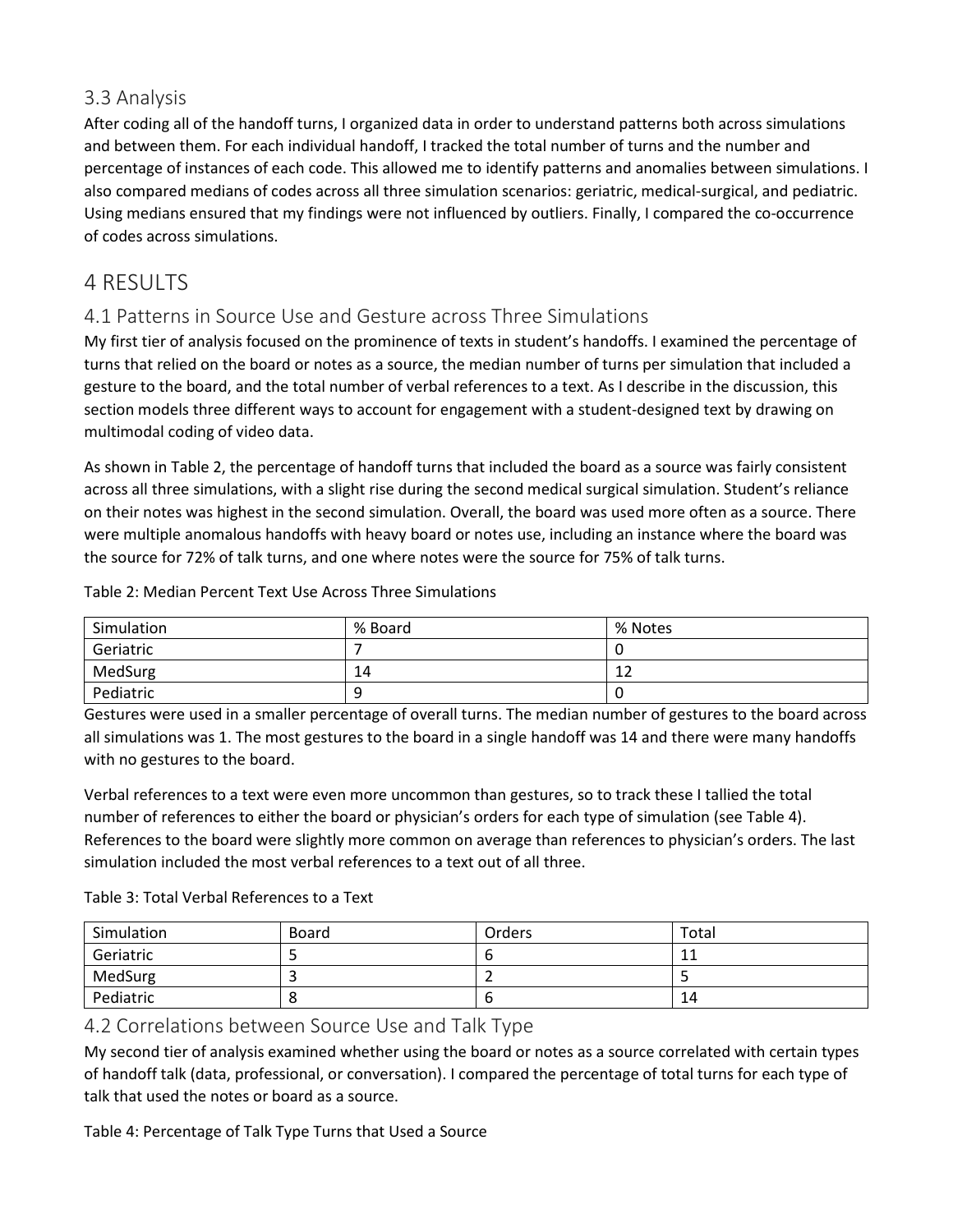### 3.3 Analysis

After coding all of the handoff turns, I organized data in order to understand patterns both across simulations and between them. For each individual handoff, I tracked the total number of turns and the number and percentage of instances of each code. This allowed me to identify patterns and anomalies between simulations. I also compared medians of codes across all three simulation scenarios: geriatric, medical-surgical, and pediatric. Using medians ensured that my findings were not influenced by outliers. Finally, I compared the co-occurrence of codes across simulations.

## 4 RESULTS

### 4.1 Patterns in Source Use and Gesture across Three Simulations

My first tier of analysis focused on the prominence of texts in student's handoffs. I examined the percentage of turns that relied on the board or notes as a source, the median number of turns per simulation that included a gesture to the board, and the total number of verbal references to a text. As I describe in the discussion, this section models three different ways to account for engagement with a student-designed text by drawing on multimodal coding of video data.

As shown in Table 2, the percentage of handoff turns that included the board as a source was fairly consistent across all three simulations, with a slight rise during the second medical surgical simulation. Student's reliance on their notes was highest in the second simulation. Overall, the board was used more often as a source. There were multiple anomalous handoffs with heavy board or notes use, including an instance where the board was the source for 72% of talk turns, and one where notes were the source for 75% of talk turns.

Table 2: Median Percent Text Use Across Three Simulations

| Simulation | % Board | % Notes |
|---|---|---|
| Geriatric | 7 | 0 |
| MedSurg | 14 | 12 |
| Pediatric | 9 | 0 |

Gestures were used in a smaller percentage of overall turns. The median number of gestures to the board across all simulations was 1. The most gestures to the board in a single handoff was 14 and there were many handoffs with no gestures to the board.

Verbal references to a text were even more uncommon than gestures, so to track these I tallied the total number of references to either the board or physician's orders for each type of simulation (see Table 4). References to the board were slightly more common on average than references to physician's orders. The last simulation included the most verbal references to a text out of all three.

Table 3: Total Verbal References to a Text

| Simulation | Board | Orders | Total |
|---|---|---|---|
| Geriatric | 5 | 6 | 11 |
| MedSurg | 3 | 2 | 5 |
| Pediatric | 8 | 6 | 14 |

### 4.2 Correlations between Source Use and Talk Type

My second tier of analysis examined whether using the board or notes as a source correlated with certain types of handoff talk (data, professional, or conversation). I compared the percentage of total turns for each type of talk that used the notes or board as a source.

Table 4: Percentage of Talk Type Turns that Used a Source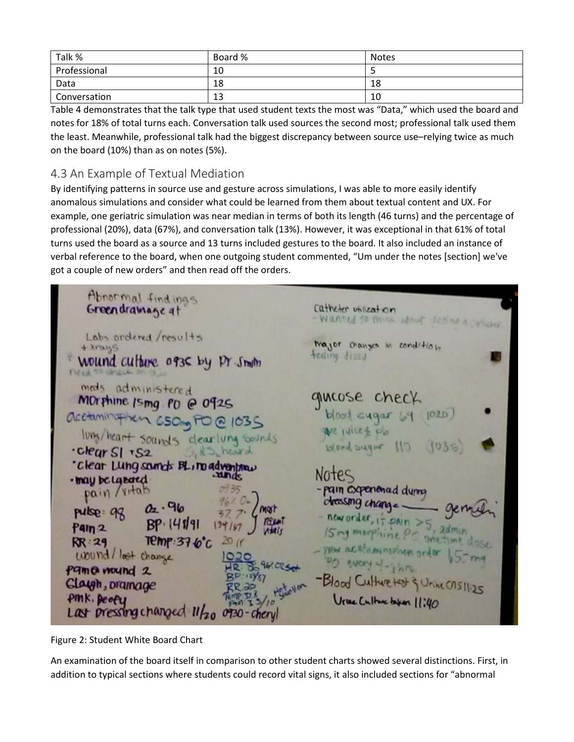| Talk % | Board % | Notes |
| --- | --- | --- |
| Professional | 10 | 5 |
| Data | 18 | 18 |
| Conversation | 13 | 10 |

Table 4 demonstrates that the talk type that used student texts the most was “Data,” which used the board and notes for 18% of total turns each. Conversation talk used sources the second most; professional talk used them the least. Meanwhile, professional talk had the biggest discrepancy between source use–relying twice as much on the board (10%) than as on notes (5%).

## 4.3 An Example of Textual Mediation

By identifying patterns in source use and gesture across simulations, I was able to more easily identify anomalous simulations and consider what could be learned from them about textual content and UX. For example, one geriatric simulation was near median in terms of both its length (46 turns) and the percentage of professional (20%), data (67%), and conversation talk (13%). However, it was exceptional in that 61% of total turns used the board as a source and 13 turns included gestures to the board. It also included an instance of verbal reference to the board, when one outgoing student commented, “Um under the notes [section] we've got a couple of new orders” and then read off the orders.

Figure 2: Student White Board Chart

An examination of the board itself in comparison to other student charts showed several distinctions. First, in addition to typical sections where students could record vital signs, it also included sections for “abnormal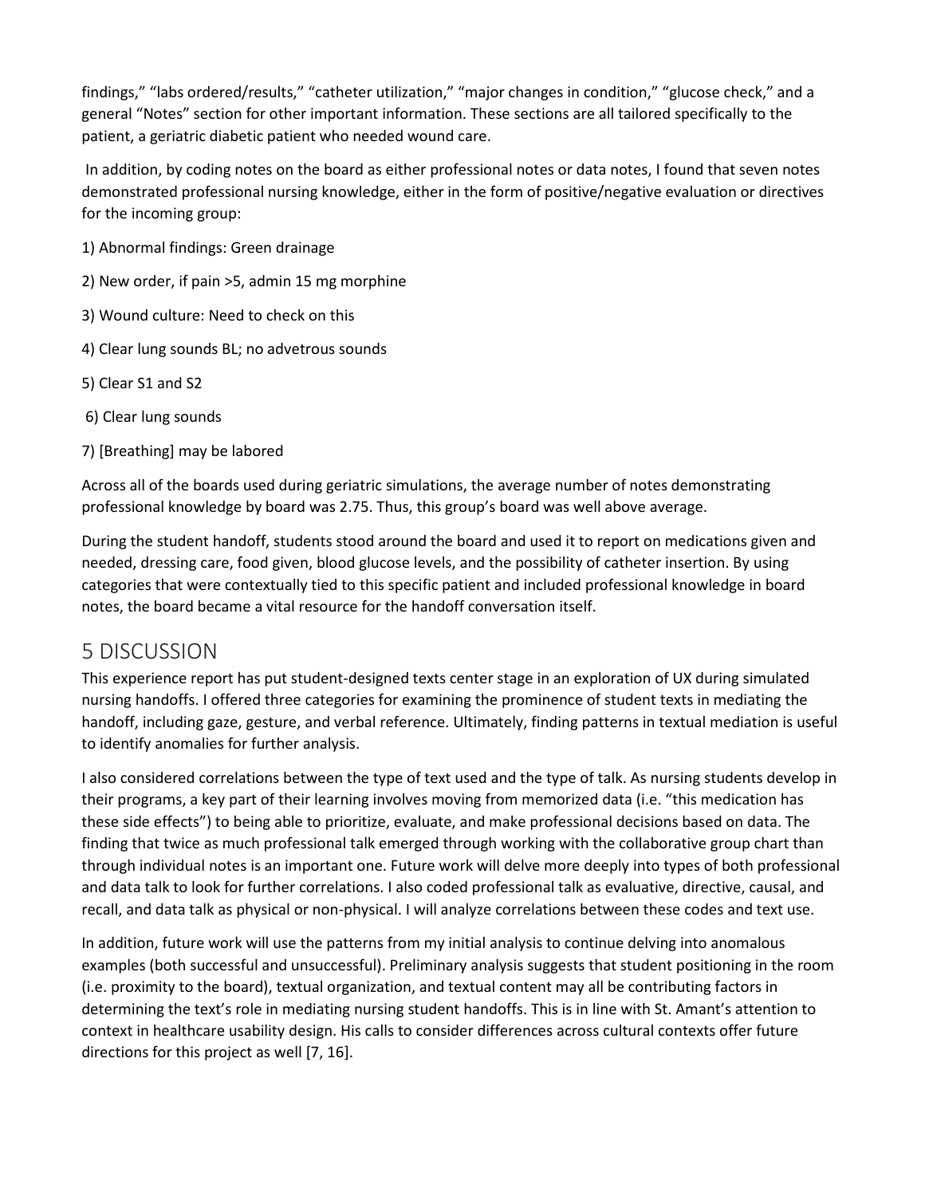findings," "labs ordered/results," "catheter utilization," "major changes in condition," "glucose check," and a general "Notes" section for other important information. These sections are all tailored specifically to the patient, a geriatric diabetic patient who needed wound care.

In addition, by coding notes on the board as either professional notes or data notes, I found that seven notes demonstrated professional nursing knowledge, either in the form of positive/negative evaluation or directives for the incoming group:

1) Abnormal findings: Green drainage

2) New order, if pain >5, admin 15 mg morphine

3) Wound culture: Need to check on this

4) Clear lung sounds BL; no advetrous sounds

5) Clear S1 and S2

6) Clear lung sounds

7) [Breathing] may be labored

Across all of the boards used during geriatric simulations, the average number of notes demonstrating professional knowledge by board was 2.75. Thus, this group's board was well above average.

During the student handoff, students stood around the board and used it to report on medications given and needed, dressing care, food given, blood glucose levels, and the possibility of catheter insertion. By using categories that were contextually tied to this specific patient and included professional knowledge in board notes, the board became a vital resource for the handoff conversation itself.

## 5 DISCUSSION

This experience report has put student-designed texts center stage in an exploration of UX during simulated nursing handoffs. I offered three categories for examining the prominence of student texts in mediating the handoff, including gaze, gesture, and verbal reference. Ultimately, finding patterns in textual mediation is useful to identify anomalies for further analysis.

I also considered correlations between the type of text used and the type of talk. As nursing students develop in their programs, a key part of their learning involves moving from memorized data (i.e. "this medication has these side effects") to being able to prioritize, evaluate, and make professional decisions based on data. The finding that twice as much professional talk emerged through working with the collaborative group chart than through individual notes is an important one. Future work will delve more deeply into types of both professional and data talk to look for further correlations. I also coded professional talk as evaluative, directive, causal, and recall, and data talk as physical or non-physical. I will analyze correlations between these codes and text use.

In addition, future work will use the patterns from my initial analysis to continue delving into anomalous examples (both successful and unsuccessful). Preliminary analysis suggests that student positioning in the room (i.e. proximity to the board), textual organization, and textual content may all be contributing factors in determining the text's role in mediating nursing student handoffs. This is in line with St. Amant's attention to context in healthcare usability design. His calls to consider differences across cultural contexts offer future directions for this project as well [7, 16].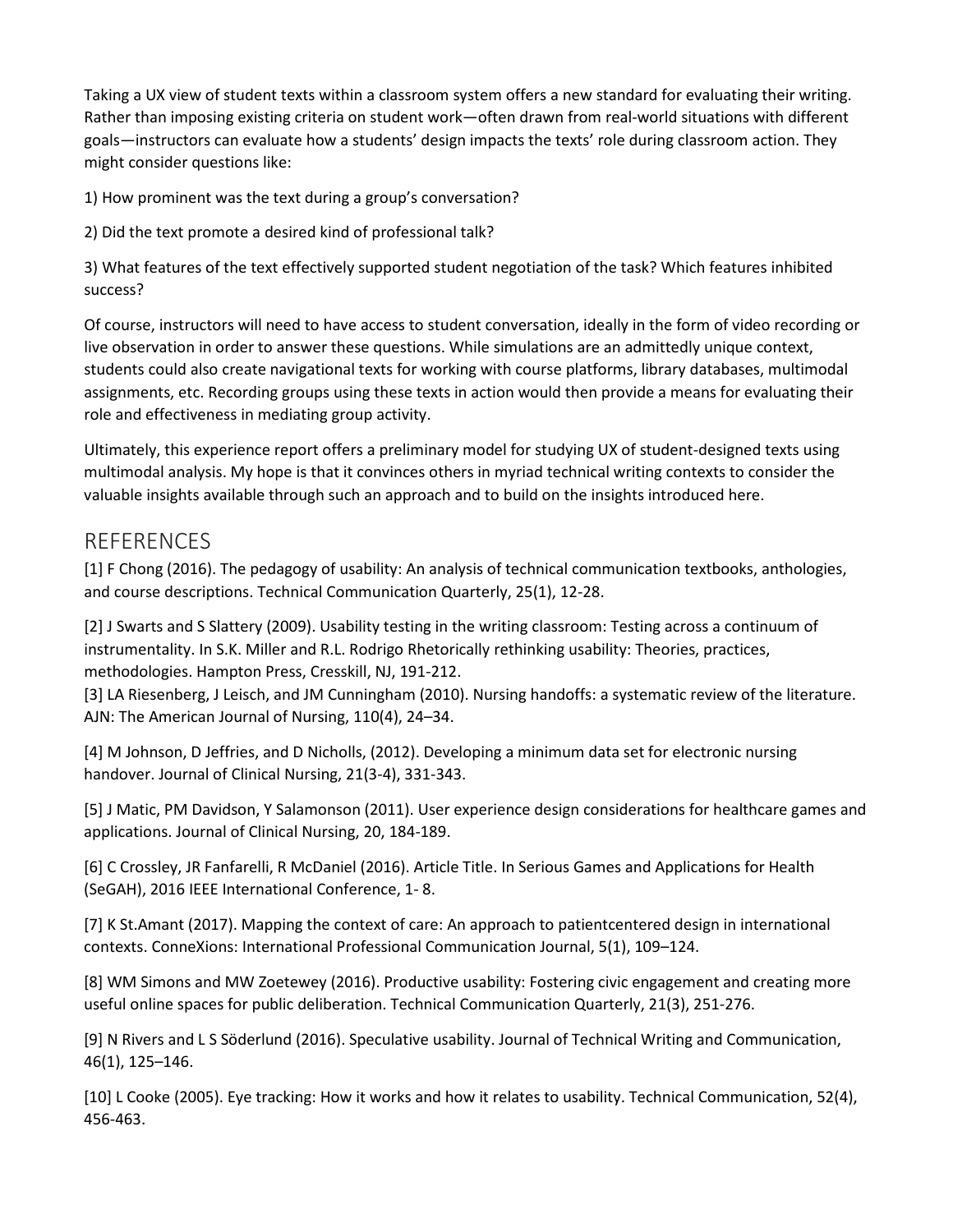Taking a UX view of student texts within a classroom system offers a new standard for evaluating their writing. Rather than imposing existing criteria on student work—often drawn from real-world situations with different goals—instructors can evaluate how a students' design impacts the texts' role during classroom action. They might consider questions like:

1) How prominent was the text during a group's conversation?

2) Did the text promote a desired kind of professional talk?

3) What features of the text effectively supported student negotiation of the task? Which features inhibited success?

Of course, instructors will need to have access to student conversation, ideally in the form of video recording or live observation in order to answer these questions. While simulations are an admittedly unique context, students could also create navigational texts for working with course platforms, library databases, multimodal assignments, etc. Recording groups using these texts in action would then provide a means for evaluating their role and effectiveness in mediating group activity.

Ultimately, this experience report offers a preliminary model for studying UX of student-designed texts using multimodal analysis. My hope is that it convinces others in myriad technical writing contexts to consider the valuable insights available through such an approach and to build on the insights introduced here.

## REFERENCES

[1] F Chong (2016). The pedagogy of usability: An analysis of technical communication textbooks, anthologies, and course descriptions. Technical Communication Quarterly, 25(1), 12-28.

[2] J Swarts and S Slattery (2009). Usability testing in the writing classroom: Testing across a continuum of instrumentality. In S.K. Miller and R.L. Rodrigo Rhetorically rethinking usability: Theories, practices, methodologies. Hampton Press, Cresskill, NJ, 191-212.

[3] LA Riesenberg, J Leisch, and JM Cunningham (2010). Nursing handoffs: a systematic review of the literature. AJN: The American Journal of Nursing, 110(4), 24–34.

[4] M Johnson, D Jeffries, and D Nicholls, (2012). Developing a minimum data set for electronic nursing handover. Journal of Clinical Nursing, 21(3-4), 331-343.

[5] J Matic, PM Davidson, Y Salamonson (2011). User experience design considerations for healthcare games and applications. Journal of Clinical Nursing, 20, 184-189.

[6] C Crossley, JR Fanfarelli, R McDaniel (2016). Article Title. In Serious Games and Applications for Health (SeGAH), 2016 IEEE International Conference, 1- 8.

[7] K St.Amant (2017). Mapping the context of care: An approach to patientcentered design in international contexts. ConneXions: International Professional Communication Journal, 5(1), 109–124.

[8] WM Simons and MW Zoetewey (2016). Productive usability: Fostering civic engagement and creating more useful online spaces for public deliberation. Technical Communication Quarterly, 21(3), 251-276.

[9] N Rivers and L S Söderlund (2016). Speculative usability. Journal of Technical Writing and Communication, 46(1), 125–146.

[10] L Cooke (2005). Eye tracking: How it works and how it relates to usability. Technical Communication, 52(4), 456-463.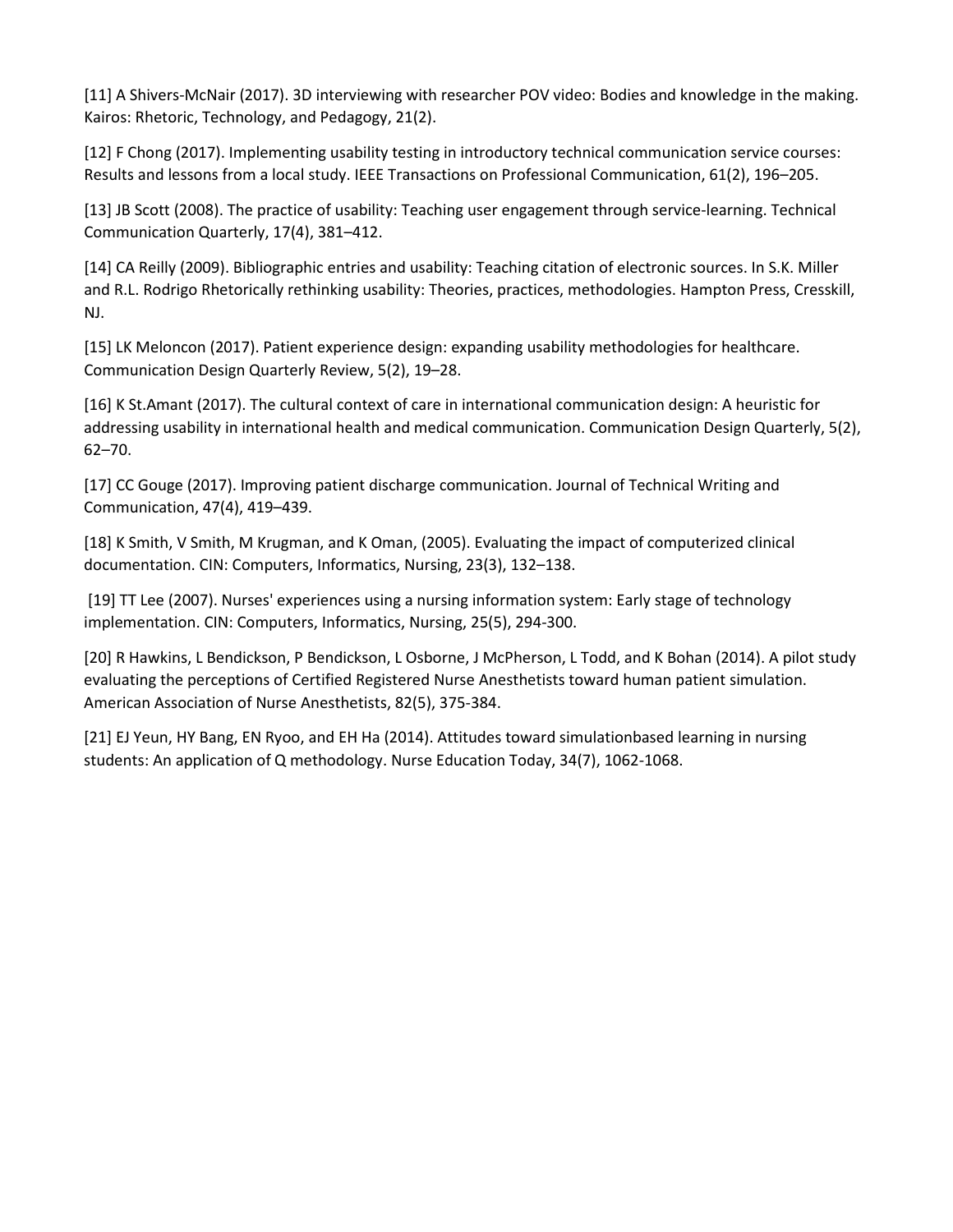[11] A Shivers-McNair (2017). 3D interviewing with researcher POV video: Bodies and knowledge in the making. Kairos: Rhetoric, Technology, and Pedagogy, 21(2).

[12] F Chong (2017). Implementing usability testing in introductory technical communication service courses: Results and lessons from a local study. IEEE Transactions on Professional Communication, 61(2), 196–205.

[13] JB Scott (2008). The practice of usability: Teaching user engagement through service-learning. Technical Communication Quarterly, 17(4), 381–412.

[14] CA Reilly (2009). Bibliographic entries and usability: Teaching citation of electronic sources. In S.K. Miller and R.L. Rodrigo Rhetorically rethinking usability: Theories, practices, methodologies. Hampton Press, Cresskill, NJ.

[15] LK Meloncon (2017). Patient experience design: expanding usability methodologies for healthcare. Communication Design Quarterly Review, 5(2), 19–28.

[16] K St.Amant (2017). The cultural context of care in international communication design: A heuristic for addressing usability in international health and medical communication. Communication Design Quarterly, 5(2), 62–70.

[17] CC Gouge (2017). Improving patient discharge communication. Journal of Technical Writing and Communication, 47(4), 419–439.

[18] K Smith, V Smith, M Krugman, and K Oman, (2005). Evaluating the impact of computerized clinical documentation. CIN: Computers, Informatics, Nursing, 23(3), 132–138.

[19] TT Lee (2007). Nurses' experiences using a nursing information system: Early stage of technology implementation. CIN: Computers, Informatics, Nursing, 25(5), 294-300.

[20] R Hawkins, L Bendickson, P Bendickson, L Osborne, J McPherson, L Todd, and K Bohan (2014). A pilot study evaluating the perceptions of Certified Registered Nurse Anesthetists toward human patient simulation. American Association of Nurse Anesthetists, 82(5), 375-384.

[21] EJ Yeun, HY Bang, EN Ryoo, and EH Ha (2014). Attitudes toward simulationbased learning in nursing students: An application of Q methodology. Nurse Education Today, 34(7), 1062-1068.